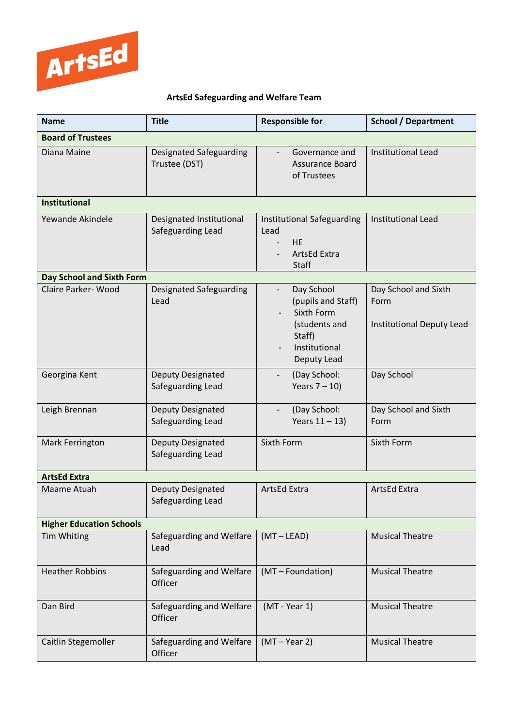ArtsEd

**ArtsEd Safeguarding and Welfare Team**

| Name | Title | Responsible for | School / Department |
|---|---|---|---|
| **Board of Trustees** | | | |
| Diana Maine | Designated Safeguarding Trustee (DST) | - Governance and Assurance Board of Trustees | Institutional Lead |
| **Institutional** | | | |
| Yewande Akindele | Designated Institutional Safeguarding Lead | Institutional Safeguarding Lead<br>- HE<br>- ArtsEd Extra Staff | Institutional Lead |
| **Day School and Sixth Form** | | | |
| Claire Parker- Wood | Designated Safeguarding Lead | - Day School (pupils and Staff)<br>- Sixth Form (students and Staff)<br>- Institutional Deputy Lead | Day School and Sixth Form<br><br>Institutional Deputy Lead |
| Georgina Kent | Deputy Designated Safeguarding Lead | - (Day School: Years 7 – 10) | Day School |
| Leigh Brennan | Deputy Designated Safeguarding Lead | - (Day School: Years 11 – 13) | Day School and Sixth Form |
| Mark Ferrington | Deputy Designated Safeguarding Lead | Sixth Form | Sixth Form |
| **ArtsEd Extra** | | | |
| Maame Atuah | Deputy Designated Safeguarding Lead | ArtsEd Extra | ArtsEd Extra |
| **Higher Education Schools** | | | |
| Tim Whiting | Safeguarding and Welfare Lead | (MT – LEAD) | Musical Theatre |
| Heather Robbins | Safeguarding and Welfare Officer | (MT – Foundation) | Musical Theatre |
| Dan Bird | Safeguarding and Welfare Officer | (MT - Year 1) | Musical Theatre |
| Caitlin Stegemoller | Safeguarding and Welfare Officer | (MT – Year 2) | Musical Theatre |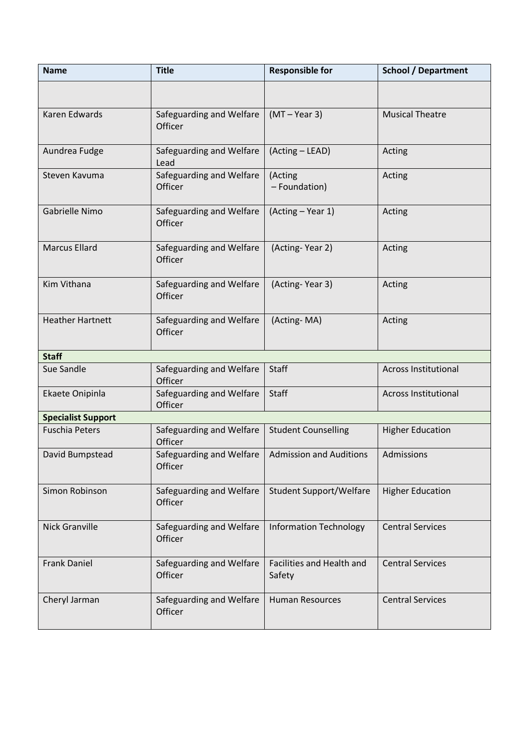| Name | Title | Responsible for | School / Department |
|---|---|---|---|
| | | | |
| Karen Edwards | Safeguarding and Welfare Officer | (MT – Year 3) | Musical Theatre |
| Aundrea Fudge | Safeguarding and Welfare Lead | (Acting – LEAD) | Acting |
| Steven Kavuma | Safeguarding and Welfare Officer | (Acting – Foundation) | Acting |
| Gabrielle Nimo | Safeguarding and Welfare Officer | (Acting – Year 1) | Acting |
| Marcus Ellard | Safeguarding and Welfare Officer | (Acting- Year 2) | Acting |
| Kim Vithana | Safeguarding and Welfare Officer | (Acting- Year 3) | Acting |
| Heather Hartnett | Safeguarding and Welfare Officer | (Acting- MA) | Acting |
| **Staff** | | | |
| Sue Sandle | Safeguarding and Welfare Officer | Staff | Across Institutional |
| Ekaete Onipinla | Safeguarding and Welfare Officer | Staff | Across Institutional |
| **Specialist Support** | | | |
| Fuschia Peters | Safeguarding and Welfare Officer | Student Counselling | Higher Education |
| David Bumpstead | Safeguarding and Welfare Officer | Admission and Auditions | Admissions |
| Simon Robinson | Safeguarding and Welfare Officer | Student Support/Welfare | Higher Education |
| Nick Granville | Safeguarding and Welfare Officer | Information Technology | Central Services |
| Frank Daniel | Safeguarding and Welfare Officer | Facilities and Health and Safety | Central Services |
| Cheryl Jarman | Safeguarding and Welfare Officer | Human Resources | Central Services |